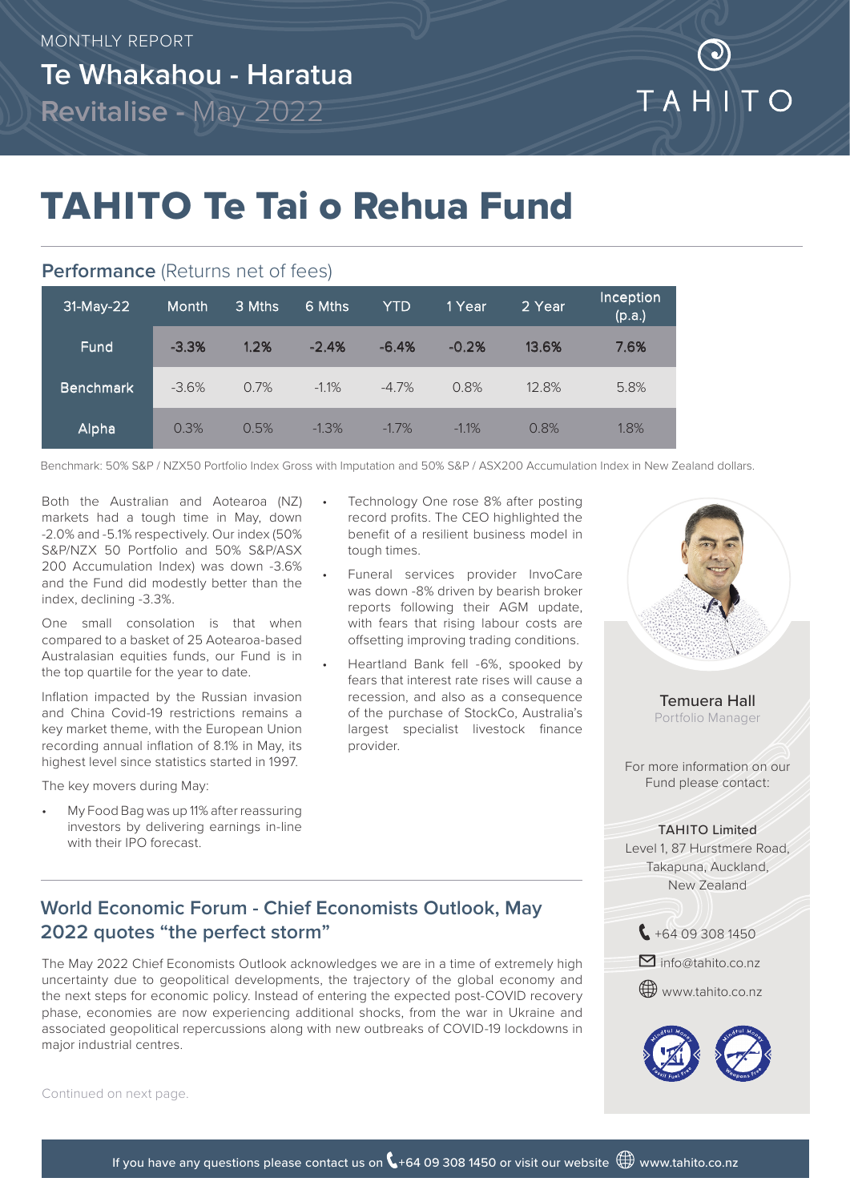MONTHLY REPORT

Te Whakahou - Haratua

Revitalise - May 2022

TAHITO

# TAHITO Te Tai o Rehua Fund

## Performance (Returns net of fees)

| 31-May-22 | Month | 3 Mths | 6 Mths | YTD | 1 Year | 2 Year | Inception (p.a.) |
|---|---|---|---|---|---|---|---|
| Fund | **-3.3%** | **1.2%** | **-2.4%** | **-6.4%** | **-0.2%** | **13.6%** | **7.6%** |
| Benchmark | -3.6% | 0.7% | -1.1% | -4.7% | 0.8% | 12.8% | 5.8% |
| Alpha | 0.3% | 0.5% | -1.3% | -1.7% | -1.1% | 0.8% | 1.8% |

Benchmark: 50% S&P / NZX50 Portfolio Index Gross with Imputation and 50% S&P / ASX200 Accumulation Index in New Zealand dollars.

Both the Australian and Aotearoa (NZ) markets had a tough time in May, down -2.0% and -5.1% respectively. Our index (50% S&P/NZX 50 Portfolio and 50% S&P/ASX 200 Accumulation Index) was down -3.6% and the Fund did modestly better than the index, declining -3.3%.

One small consolation is that when compared to a basket of 25 Aotearoa-based Australasian equities funds, our Fund is in the top quartile for the year to date.

Inflation impacted by the Russian invasion and China Covid-19 restrictions remains a key market theme, with the European Union recording annual inflation of 8.1% in May, its highest level since statistics started in 1997.

The key movers during May:

- My Food Bag was up 11% after reassuring investors by delivering earnings in-line with their IPO forecast.
- Technology One rose 8% after posting record profits. The CEO highlighted the benefit of a resilient business model in tough times.
- Funeral services provider InvoCare was down -8% driven by bearish broker reports following their AGM update, with fears that rising labour costs are offsetting improving trading conditions.
- Heartland Bank fell -6%, spooked by fears that interest rate rises will cause a recession, and also as a consequence of the purchase of StockCo, Australia's largest specialist livestock finance provider.

Temuera Hall
Portfolio Manager

For more information on our Fund please contact:

**TAHITO Limited**
Level 1, 87 Hurstmere Road,
Takapuna, Auckland,
New Zealand

+64 09 308 1450
info@tahito.co.nz
www.tahito.co.nz

## World Economic Forum - Chief Economists Outlook, May 2022 quotes "the perfect storm"

The May 2022 Chief Economists Outlook acknowledges we are in a time of extremely high uncertainty due to geopolitical developments, the trajectory of the global economy and the next steps for economic policy. Instead of entering the expected post-COVID recovery phase, economies are now experiencing additional shocks, from the war in Ukraine and associated geopolitical repercussions along with new outbreaks of COVID-19 lockdowns in major industrial centres.

Continued on next page.

If you have any questions please contact us on +64 09 308 1450 or visit our website www.tahito.co.nz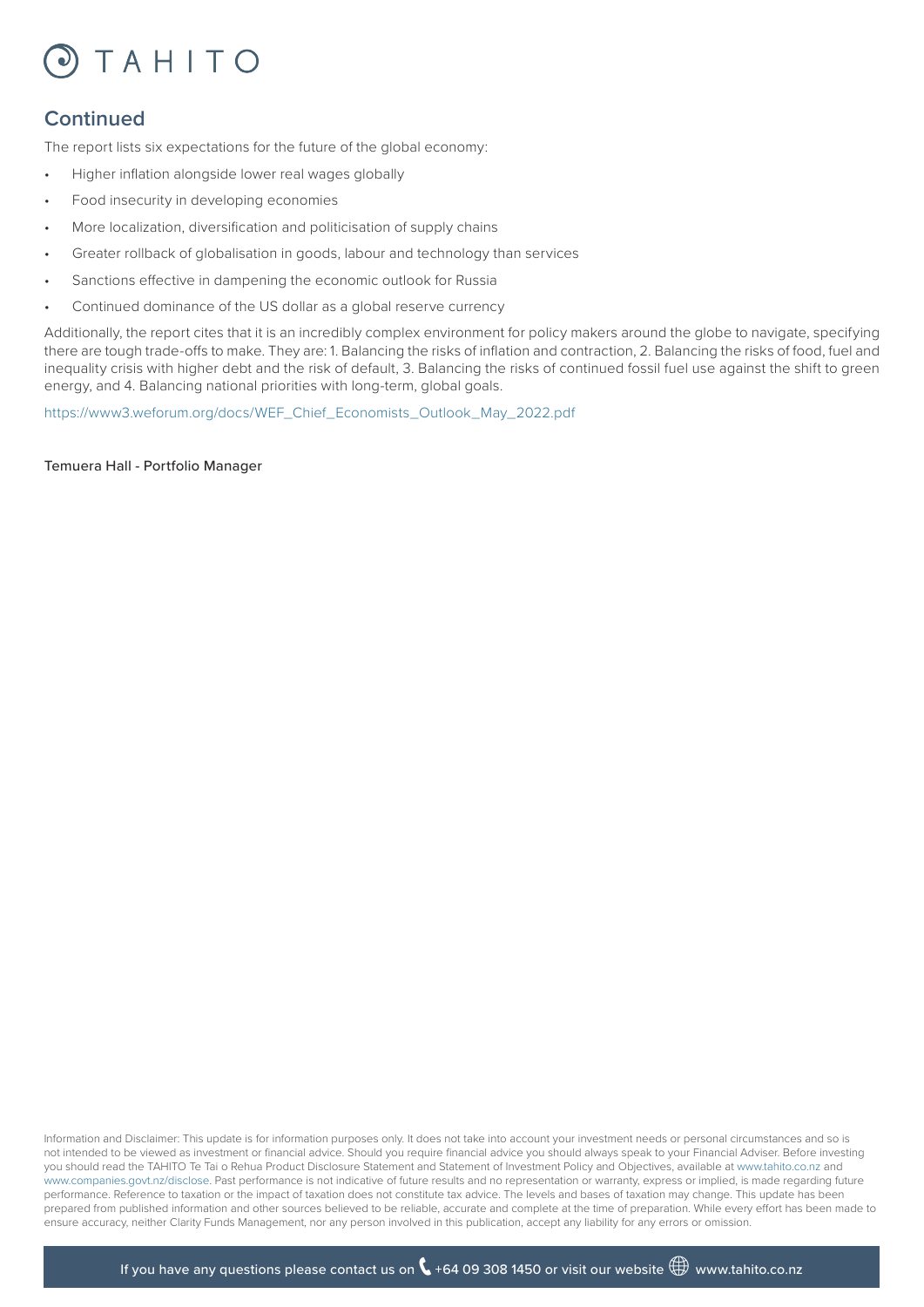## Continued

The report lists six expectations for the future of the global economy:

- Higher inflation alongside lower real wages globally
- Food insecurity in developing economies
- More localization, diversification and politicisation of supply chains
- Greater rollback of globalisation in goods, labour and technology than services
- Sanctions effective in dampening the economic outlook for Russia
- Continued dominance of the US dollar as a global reserve currency

Additionally, the report cites that it is an incredibly complex environment for policy makers around the globe to navigate, specifying there are tough trade-offs to make. They are: 1. Balancing the risks of inflation and contraction, 2. Balancing the risks of food, fuel and inequality crisis with higher debt and the risk of default, 3. Balancing the risks of continued fossil fuel use against the shift to green energy, and 4. Balancing national priorities with long-term, global goals.

https://www3.weforum.org/docs/WEF_Chief_Economists_Outlook_May_2022.pdf

Temuera Hall - Portfolio Manager

Information and Disclaimer: This update is for information purposes only. It does not take into account your investment needs or personal circumstances and so is not intended to be viewed as investment or financial advice. Should you require financial advice you should always speak to your Financial Adviser. Before investing you should read the TAHITO Te Tai o Rehua Product Disclosure Statement and Statement of Investment Policy and Objectives, available at www.tahito.co.nz and www.companies.govt.nz/disclose. Past performance is not indicative of future results and no representation or warranty, express or implied, is made regarding future performance. Reference to taxation or the impact of taxation does not constitute tax advice. The levels and bases of taxation may change. This update has been prepared from published information and other sources believed to be reliable, accurate and complete at the time of preparation. While every effort has been made to ensure accuracy, neither Clarity Funds Management, nor any person involved in this publication, accept any liability for any errors or omission.

If you have any questions please contact us on +64 09 308 1450 or visit our website www.tahito.co.nz